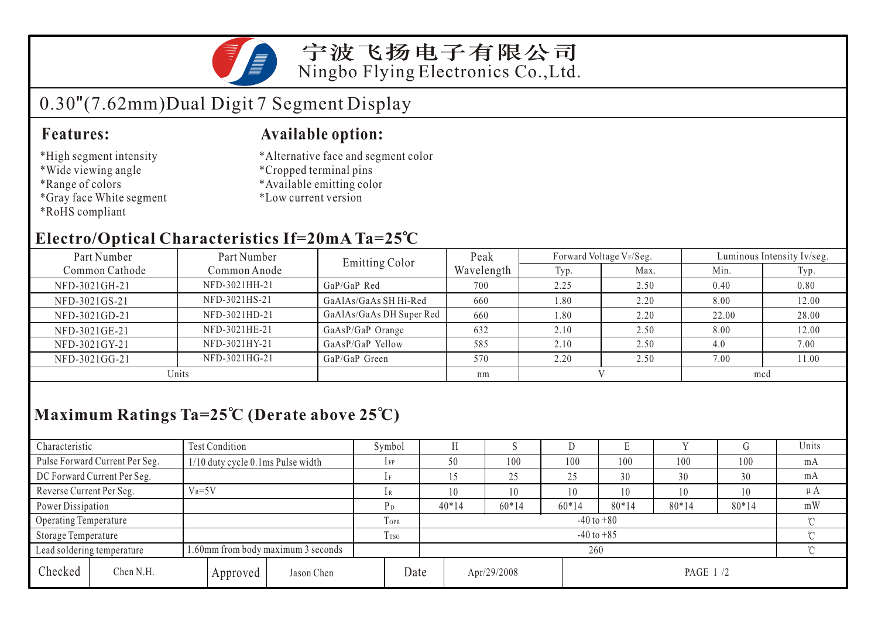宁波飞扬电子有限公司
Ningbo Flying Electronics Co.,Ltd.

# 0.30"(7.62mm)Dual Digit 7 Segment Display

## Features:

*High segment intensity
*Wide viewing angle
*Range of colors
*Gray face White segment
*RoHS compliant

## Available option:

*Alternative face and segment color
*Cropped terminal pins
*Available emitting color
*Low current version

## Electro/Optical Characteristics If=20mA Ta=25℃

| Part Number Common Cathode | Part Number Common Anode | Emitting Color | Peak Wavelength | Forward Voltage $V_F$/Seg. | | Luminous Intensity Iv/seg. | |
|---|---|---|---|---|---|---|---|
| | | | | Typ. | Max. | Min. | Typ. |
| NFD-3021GH-21 | NFD-3021HH-21 | GaP/GaP Red | 700 | 2.25 | 2.50 | 0.40 | 0.80 |
| NFD-3021GS-21 | NFD-3021HS-21 | GaAlAs/GaAs SH Hi-Red | 660 | 1.80 | 2.20 | 8.00 | 12.00 |
| NFD-3021GD-21 | NFD-3021HD-21 | GaAlAs/GaAs DH Super Red | 660 | 1.80 | 2.20 | 22.00 | 28.00 |
| NFD-3021GE-21 | NFD-3021HE-21 | GaAsP/GaP Orange | 632 | 2.10 | 2.50 | 8.00 | 12.00 |
| NFD-3021GY-21 | NFD-3021HY-21 | GaAsP/GaP Yellow | 585 | 2.10 | 2.50 | 4.0 | 7.00 |
| NFD-3021GG-21 | NFD-3021HG-21 | GaP/GaP Green | 570 | 2.20 | 2.50 | 7.00 | 11.00 |
| Units | | | nm | V | | mcd | |

## Maximum Ratings Ta=25℃ (Derate above 25℃)

| Characteristic | Test Condition | Symbol | H | S | D | E | Y | G | Units |
|---|---|---|---|---|---|---|---|---|---|
| Pulse Forward Current Per Seg. | 1/10 duty cycle 0.1ms Pulse width | $I_{FP}$ | 50 | 100 | 100 | 100 | 100 | 100 | mA |
| DC Forward Current Per Seg. | | $I_F$ | 15 | 25 | 25 | 30 | 30 | 30 | mA |
| Reverse Current Per Seg. | $V_R$=5V | $I_R$ | 10 | 10 | 10 | 10 | 10 | 10 | μA |
| Power Dissipation | | $P_D$ | 40*14 | 60*14 | 60*14 | 80*14 | 80*14 | 80*14 | mW |
| Operating Temperature | | $T_{OPR}$ | -40 to +80 | | | | | | ℃ |
| Storage Temperature | | $T_{TSG}$ | -40 to +85 | | | | | | ℃ |
| Lead soldering temperature | 1.60mm from body maximum 3 seconds | | 260 | | | | | | ℃ |

| Checked | Chen N.H. | Approved | Jason Chen | Date | Apr/29/2008 |
|---|---|---|---|---|---|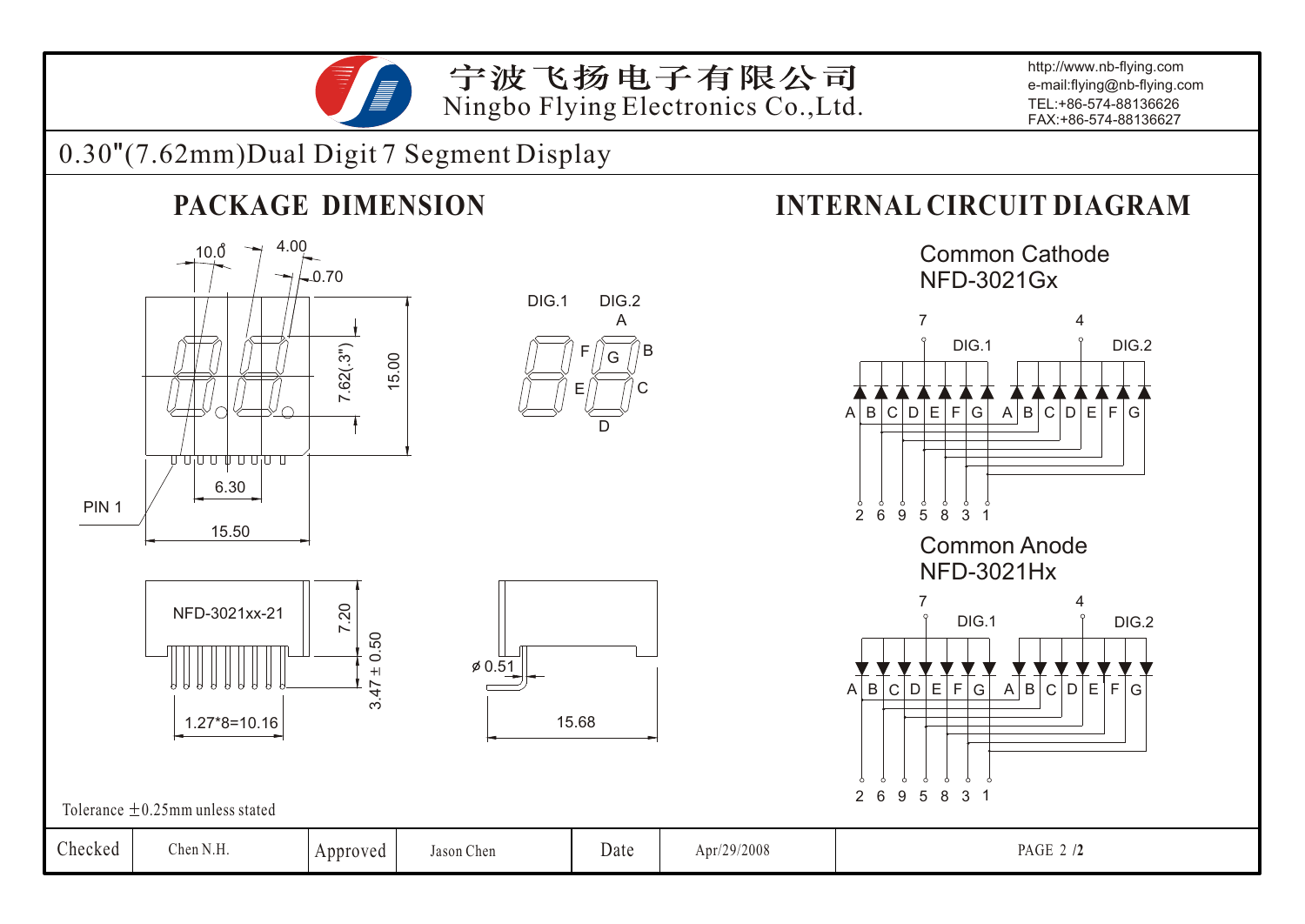宁波飞扬电子有限公司
Ningbo Flying Electronics Co.,Ltd.

http://www.nb-flying.com
e-mail:flying@nb-flying.com
TEL:+86-574-88136626
FAX:+86-574-88136627

# 0.30"(7.62mm)Dual Digit 7 Segment Display

## PACKAGE DIMENSION

10.0°
4.00
0.70
7.62(.3")
15.00
PIN 1
6.30
15.50

DIG.1 DIG.2
A
B
C
D
E
F
G

NFD-3021xx-21
7.20
3.47 ± 0.50
1.27*8=10.16

ø 0.51
15.68

Tolerance ±0.25mm unless stated

## INTERNAL CIRCUIT DIAGRAM

Common Cathode
NFD-3021Gx

7 4
DIG.1 DIG.2
A B C D E F G A B C D E F G
2 6 9 5 8 3 1

Common Anode
NFD-3021Hx

7 4
DIG.1 DIG.2
A B C D E F G A B C D E F G
2 6 9 5 8 3 1

| Checked | Chen N.H. | Approved | Jason Chen | Date | Apr/29/2008 | PAGE 2 /2 |
|---|---|---|---|---|---|---|